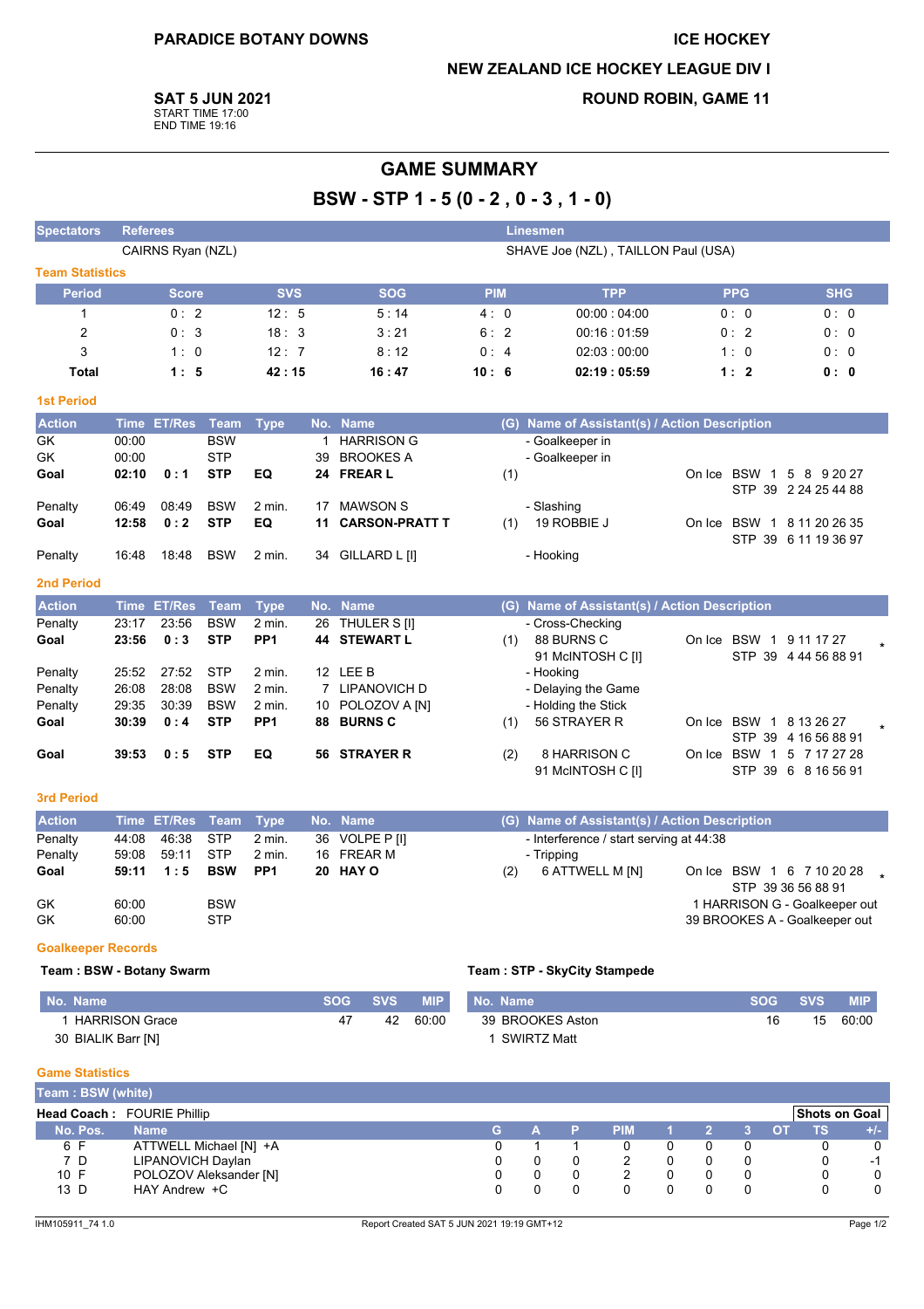**PARADICE BOTANY DOWNS**

**ICE HOCKEY**

**NEW ZEALAND ICE HOCKEY LEAGUE DIV I**

**SAT 5 JUN 2021**
START TIME 17:00
END TIME 19:16

**ROUND ROBIN, GAME 11**

# GAME SUMMARY

## BSW - STP 1 - 5 (0 - 2 , 0 - 3 , 1 - 0)

| Spectators | Referees | Linesmen |
|---|---|---|
| | CAIRNS Ryan (NZL) | SHAVE Joe (NZL) , TAILLON Paul (USA) |

### Team Statistics

| Period | Score | SVS | SOG | PIM | TPP | PPG | SHG |
|---|---|---|---|---|---|---|---|
| 1 | 0 : 2 | 12 : 5 | 5 : 14 | 4 : 0 | 00:00 : 04:00 | 0 : 0 | 0 : 0 |
| 2 | 0 : 3 | 18 : 3 | 3 : 21 | 6 : 2 | 00:16 : 01:59 | 0 : 2 | 0 : 0 |
| 3 | 1 : 0 | 12 : 7 | 8 : 12 | 0 : 4 | 02:03 : 00:00 | 1 : 0 | 0 : 0 |
| **Total** | **1 : 5** | **42 : 15** | **16 : 47** | **10 : 6** | **02:19 : 05:59** | **1 : 2** | **0 : 0** |

### 1st Period

| Action | Time | ET/Res | Team | Type | No. | Name | (G) | Name of Assistant(s) / Action Description | On Ice |
|---|---|---|---|---|---|---|---|---|---|
| GK | 00:00 | | BSW | | 1 | HARRISON G | | - Goalkeeper in | |
| GK | 00:00 | | STP | | 39 | BROOKES A | | - Goalkeeper in | |
| **Goal** | **02:10** | **0 : 1** | **STP** | **EQ** | **24** | **FREAR L** | (1) | | BSW 1 5 8 9 20 27; STP 39 2 24 25 44 88 |
| Penalty | 06:49 | 08:49 | BSW | 2 min. | 17 | MAWSON S | | - Slashing | |
| **Goal** | **12:58** | **0 : 2** | **STP** | **EQ** | **11** | **CARSON-PRATT T** | (1) | 19 ROBBIE J | BSW 1 8 11 20 26 35; STP 39 6 11 19 36 97 |
| Penalty | 16:48 | 18:48 | BSW | 2 min. | 34 | GILLARD L [I] | | - Hooking | |

### 2nd Period

| Action | Time | ET/Res | Team | Type | No. | Name | (G) | Name of Assistant(s) / Action Description | On Ice |
|---|---|---|---|---|---|---|---|---|---|
| Penalty | 23:17 | 23:56 | BSW | 2 min. | 26 | THULER S [I] | | - Cross-Checking | |
| **Goal** | **23:56** | **0 : 3** | **STP** | **PP1** | **44** | **STEWART L** | (1) | 88 BURNS C; 91 McINTOSH C [I] | BSW 1 9 11 17 27; STP 39 4 44 56 88 91 * |
| Penalty | 25:52 | 27:52 | STP | 2 min. | 12 | LEE B | | - Hooking | |
| Penalty | 26:08 | 28:08 | BSW | 2 min. | 7 | LIPANOVICH D | | - Delaying the Game | |
| Penalty | 29:35 | 30:39 | BSW | 2 min. | 10 | POLOZOV A [N] | | - Holding the Stick | |
| **Goal** | **30:39** | **0 : 4** | **STP** | **PP1** | **88** | **BURNS C** | (1) | 56 STRAYER R | BSW 1 8 13 26 27; STP 39 4 16 56 88 91 * |
| **Goal** | **39:53** | **0 : 5** | **STP** | **EQ** | **56** | **STRAYER R** | (2) | 8 HARRISON C; 91 McINTOSH C [I] | BSW 1 5 7 17 27 28; STP 39 6 8 16 56 91 |

### 3rd Period

| Action | Time | ET/Res | Team | Type | No. | Name | (G) | Name of Assistant(s) / Action Description | On Ice |
|---|---|---|---|---|---|---|---|---|---|
| Penalty | 44:08 | 46:38 | STP | 2 min. | 36 | VOLPE P [I] | | - Interference / start serving at 44:38 | |
| Penalty | 59:08 | 59:11 | STP | 2 min. | 16 | FREAR M | | - Tripping | |
| **Goal** | **59:11** | **1 : 5** | **BSW** | **PP1** | **20** | **HAY O** | (2) | 6 ATTWELL M [N] | BSW 1 6 7 10 20 28; STP 39 36 56 88 91 * |
| GK | 60:00 | | BSW | | | | | 1 HARRISON G - Goalkeeper out | |
| GK | 60:00 | | STP | | | | | 39 BROOKES A - Goalkeeper out | |

### Goalkeeper Records

**Team : BSW - Botany Swarm**

| No. | Name | SOG | SVS | MIP |
|---|---|---|---|---|
| 1 | HARRISON Grace | 47 | 42 | 60:00 |
| 30 | BIALIK Barr [N] | | | |

**Team : STP - SkyCity Stampede**

| No. | Name | SOG | SVS | MIP |
|---|---|---|---|---|
| 39 | BROOKES Aston | 16 | 15 | 60:00 |
| 1 | SWIRTZ Matt | | | |

### Game Statistics

**Team : BSW (white)**

**Head Coach :** FOURIE Phillip

| No. | Pos. | Name | G | A | P | PIM | 1 | 2 | 3 | OT | TS | +/- |
|---|---|---|---|---|---|---|---|---|---|---|---|---|
| 6 | F | ATTWELL Michael [N] +A | 0 | 1 | 1 | 0 | 0 | 0 | 0 | | 0 | 0 |
| 7 | D | LIPANOVICH Daylan | 0 | 0 | 0 | 2 | 0 | 0 | 0 | | 0 | -1 |
| 10 | F | POLOZOV Aleksander [N] | 0 | 0 | 0 | 2 | 0 | 0 | 0 | | 0 | 0 |
| 13 | D | HAY Andrew +C | 0 | 0 | 0 | 0 | 0 | 0 | 0 | | 0 | 0 |

IHM105911_74 1.0 — Report Created SAT 5 JUN 2021 19:19 GMT+12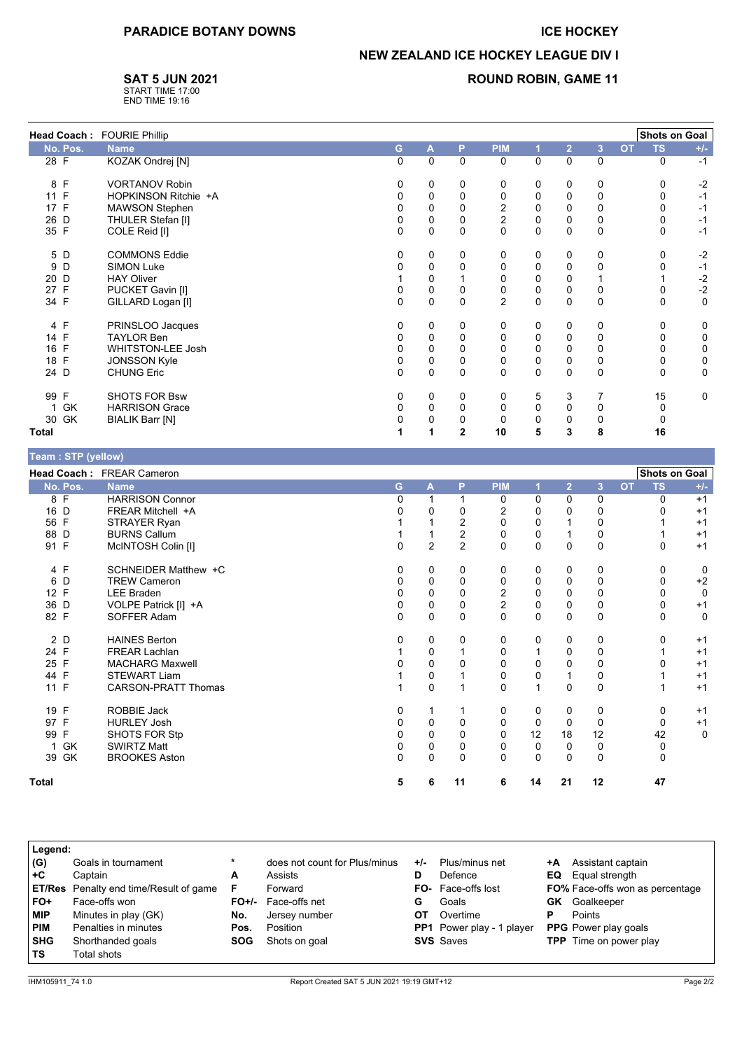# PARADICE BOTANY DOWNS

# ICE HOCKEY

## NEW ZEALAND ICE HOCKEY LEAGUE DIV I

## ROUND ROBIN, GAME 11

**SAT 5 JUN 2021**
START TIME 17:00
END TIME 19:16

**Head Coach :** FOURIE Phillip

| No. | Pos. | Name | G | A | P | PIM | 1 | 2 | 3 | OT | TS | +/- |
|---|---|---|---|---|---|---|---|---|---|---|---|---|
| 28 | F | KOZAK Ondrej [N] | 0 | 0 | 0 | 0 | 0 | 0 | 0 | | 0 | -1 |
| 8 | F | VORTANOV Robin | 0 | 0 | 0 | 0 | 0 | 0 | 0 | | 0 | -2 |
| 11 | F | HOPKINSON Ritchie +A | 0 | 0 | 0 | 0 | 0 | 0 | 0 | | 0 | -1 |
| 17 | F | MAWSON Stephen | 0 | 0 | 0 | 2 | 0 | 0 | 0 | | 0 | -1 |
| 26 | D | THULER Stefan [I] | 0 | 0 | 0 | 2 | 0 | 0 | 0 | | 0 | -1 |
| 35 | F | COLE Reid [I] | 0 | 0 | 0 | 0 | 0 | 0 | 0 | | 0 | -1 |
| 5 | D | COMMONS Eddie | 0 | 0 | 0 | 0 | 0 | 0 | 0 | | 0 | -2 |
| 9 | D | SIMON Luke | 0 | 0 | 0 | 0 | 0 | 0 | 0 | | 0 | -1 |
| 20 | D | HAY Oliver | 1 | 0 | 1 | 0 | 0 | 0 | 1 | | 1 | -2 |
| 27 | F | PUCKET Gavin [I] | 0 | 0 | 0 | 0 | 0 | 0 | 0 | | 0 | -2 |
| 34 | F | GILLARD Logan [I] | 0 | 0 | 0 | 2 | 0 | 0 | 0 | | 0 | 0 |
| 4 | F | PRINSLOO Jacques | 0 | 0 | 0 | 0 | 0 | 0 | 0 | | 0 | 0 |
| 14 | F | TAYLOR Ben | 0 | 0 | 0 | 0 | 0 | 0 | 0 | | 0 | 0 |
| 16 | F | WHITSTON-LEE Josh | 0 | 0 | 0 | 0 | 0 | 0 | 0 | | 0 | 0 |
| 18 | F | JONSSON Kyle | 0 | 0 | 0 | 0 | 0 | 0 | 0 | | 0 | 0 |
| 24 | D | CHUNG Eric | 0 | 0 | 0 | 0 | 0 | 0 | 0 | | 0 | 0 |
| 99 | F | SHOTS FOR Bsw | 0 | 0 | 0 | 0 | 5 | 3 | 7 | | 15 | 0 |
| 1 | GK | HARRISON Grace | 0 | 0 | 0 | 0 | 0 | 0 | 0 | | 0 | |
| 30 | GK | BIALIK Barr [N] | 0 | 0 | 0 | 0 | 0 | 0 | 0 | | 0 | |
| **Total** | | | **1** | **1** | **2** | **10** | **5** | **3** | **8** | | **16** | |

(Shots on Goal: columns 1, 2, 3, OT, TS)

**Team : STP (yellow)**

**Head Coach :** FREAR Cameron

| No. | Pos. | Name | G | A | P | PIM | 1 | 2 | 3 | OT | TS | +/- |
|---|---|---|---|---|---|---|---|---|---|---|---|---|
| 8 | F | HARRISON Connor | 0 | 1 | 1 | 0 | 0 | 0 | 0 | | 0 | +1 |
| 16 | D | FREAR Mitchell +A | 0 | 0 | 0 | 2 | 0 | 0 | 0 | | 0 | +1 |
| 56 | F | STRAYER Ryan | 1 | 1 | 2 | 0 | 0 | 1 | 0 | | 1 | +1 |
| 88 | D | BURNS Callum | 1 | 1 | 2 | 0 | 0 | 1 | 0 | | 1 | +1 |
| 91 | F | McINTOSH Colin [I] | 0 | 2 | 2 | 0 | 0 | 0 | 0 | | 0 | +1 |
| 4 | F | SCHNEIDER Matthew +C | 0 | 0 | 0 | 0 | 0 | 0 | 0 | | 0 | 0 |
| 6 | D | TREW Cameron | 0 | 0 | 0 | 0 | 0 | 0 | 0 | | 0 | +2 |
| 12 | F | LEE Braden | 0 | 0 | 0 | 2 | 0 | 0 | 0 | | 0 | 0 |
| 36 | D | VOLPE Patrick [I] +A | 0 | 0 | 0 | 2 | 0 | 0 | 0 | | 0 | +1 |
| 82 | F | SOFFER Adam | 0 | 0 | 0 | 0 | 0 | 0 | 0 | | 0 | 0 |
| 2 | D | HAINES Berton | 0 | 0 | 0 | 0 | 0 | 0 | 0 | | 0 | +1 |
| 24 | F | FREAR Lachlan | 1 | 0 | 1 | 0 | 1 | 0 | 0 | | 1 | +1 |
| 25 | F | MACHARG Maxwell | 0 | 0 | 0 | 0 | 0 | 0 | 0 | | 0 | +1 |
| 44 | F | STEWART Liam | 1 | 0 | 1 | 0 | 0 | 1 | 0 | | 1 | +1 |
| 11 | F | CARSON-PRATT Thomas | 1 | 0 | 1 | 0 | 1 | 0 | 0 | | 1 | +1 |
| 19 | F | ROBBIE Jack | 0 | 1 | 1 | 0 | 0 | 0 | 0 | | 0 | +1 |
| 97 | F | HURLEY Josh | 0 | 0 | 0 | 0 | 0 | 0 | 0 | | 0 | +1 |
| 99 | F | SHOTS FOR Stp | 0 | 0 | 0 | 0 | 12 | 18 | 12 | | 42 | 0 |
| 1 | GK | SWIRTZ Matt | 0 | 0 | 0 | 0 | 0 | 0 | 0 | | 0 | |
| 39 | GK | BROOKES Aston | 0 | 0 | 0 | 0 | 0 | 0 | 0 | | 0 | |
| **Total** | | | **5** | **6** | **11** | **6** | **14** | **21** | **12** | | **47** | |

(Shots on Goal: columns 1, 2, 3, OT, TS)

**Legend:**

| | | | | | | | |
|---|---|---|---|---|---|---|---|
| (G) | Goals in tournament | * | does not count for Plus/minus | +/- | Plus/minus net | +A | Assistant captain |
| +C | Captain | A | Assists | D | Defence | EQ | Equal strength |
| ET/Res | Penalty end time/Result of game | F | Forward | FO- | Face-offs lost | FO% | Face-offs won as percentage |
| FO+ | Face-offs won | FO+/- | Face-offs net | G | Goals | GK | Goalkeeper |
| MIP | Minutes in play (GK) | No. | Jersey number | OT | Overtime | P | Points |
| PIM | Penalties in minutes | Pos. | Position | PP1 | Power play - 1 player | PPG | Power play goals |
| SHG | Shorthanded goals | SOG | Shots on goal | SVS | Saves | TPP | Time on power play |
| TS | Total shots | | | | | | |

IHM105911_74 1.0 Report Created SAT 5 JUN 2021 19:19 GMT+12